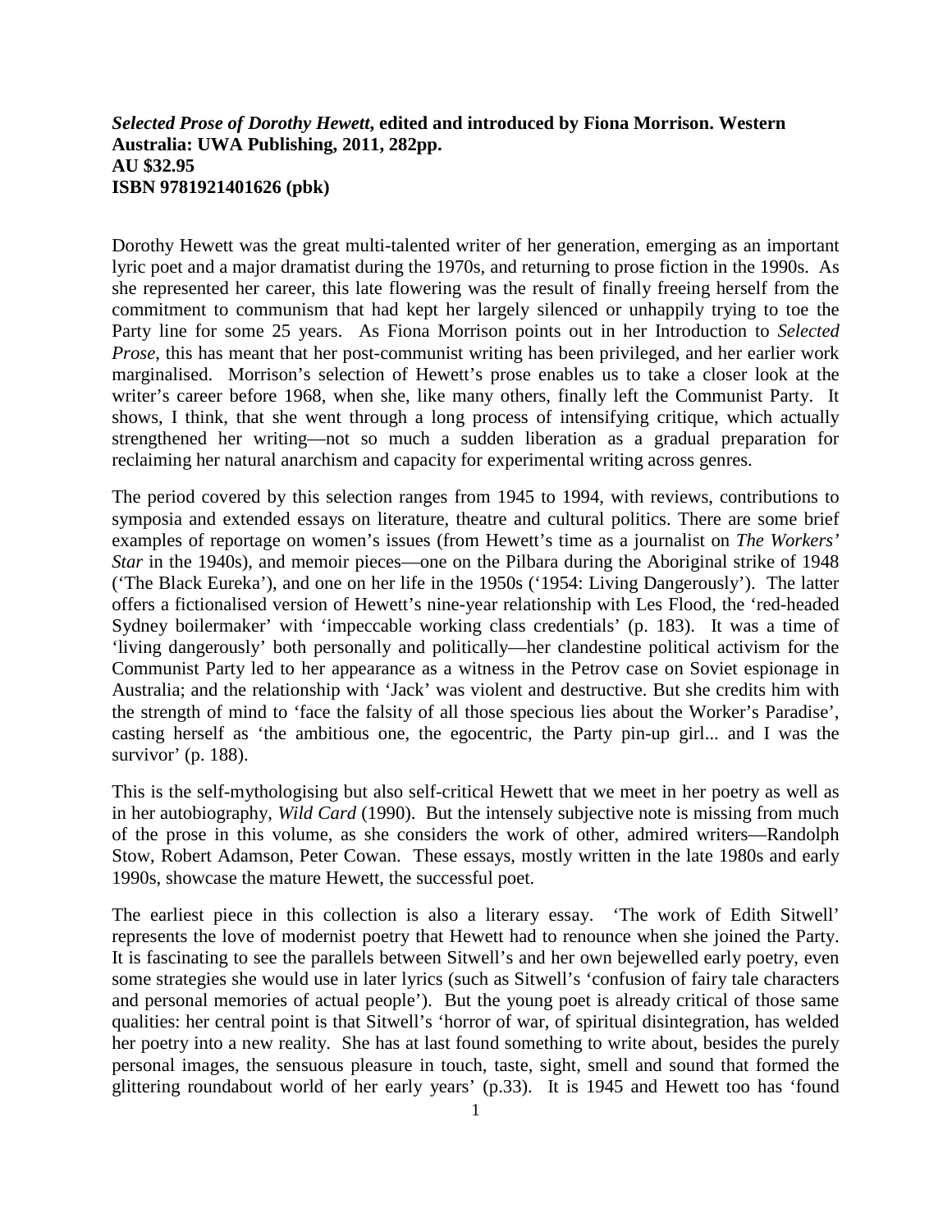***Selected Prose of Dorothy Hewett*, edited and introduced by Fiona Morrison. Western Australia: UWA Publishing, 2011, 282pp.**
**AU $32.95**
**ISBN 9781921401626 (pbk)**

Dorothy Hewett was the great multi-talented writer of her generation, emerging as an important lyric poet and a major dramatist during the 1970s, and returning to prose fiction in the 1990s. As she represented her career, this late flowering was the result of finally freeing herself from the commitment to communism that had kept her largely silenced or unhappily trying to toe the Party line for some 25 years. As Fiona Morrison points out in her Introduction to *Selected Prose*, this has meant that her post-communist writing has been privileged, and her earlier work marginalised. Morrison's selection of Hewett's prose enables us to take a closer look at the writer's career before 1968, when she, like many others, finally left the Communist Party. It shows, I think, that she went through a long process of intensifying critique, which actually strengthened her writing—not so much a sudden liberation as a gradual preparation for reclaiming her natural anarchism and capacity for experimental writing across genres.

The period covered by this selection ranges from 1945 to 1994, with reviews, contributions to symposia and extended essays on literature, theatre and cultural politics. There are some brief examples of reportage on women's issues (from Hewett's time as a journalist on *The Workers' Star* in the 1940s), and memoir pieces—one on the Pilbara during the Aboriginal strike of 1948 ('The Black Eureka'), and one on her life in the 1950s ('1954: Living Dangerously'). The latter offers a fictionalised version of Hewett's nine-year relationship with Les Flood, the 'red-headed Sydney boilermaker' with 'impeccable working class credentials' (p. 183). It was a time of 'living dangerously' both personally and politically—her clandestine political activism for the Communist Party led to her appearance as a witness in the Petrov case on Soviet espionage in Australia; and the relationship with 'Jack' was violent and destructive. But she credits him with the strength of mind to 'face the falsity of all those specious lies about the Worker's Paradise', casting herself as 'the ambitious one, the egocentric, the Party pin-up girl... and I was the survivor' (p. 188).

This is the self-mythologising but also self-critical Hewett that we meet in her poetry as well as in her autobiography, *Wild Card* (1990). But the intensely subjective note is missing from much of the prose in this volume, as she considers the work of other, admired writers—Randolph Stow, Robert Adamson, Peter Cowan. These essays, mostly written in the late 1980s and early 1990s, showcase the mature Hewett, the successful poet.

The earliest piece in this collection is also a literary essay. 'The work of Edith Sitwell' represents the love of modernist poetry that Hewett had to renounce when she joined the Party. It is fascinating to see the parallels between Sitwell's and her own bejewelled early poetry, even some strategies she would use in later lyrics (such as Sitwell's 'confusion of fairy tale characters and personal memories of actual people'). But the young poet is already critical of those same qualities: her central point is that Sitwell's 'horror of war, of spiritual disintegration, has welded her poetry into a new reality. She has at last found something to write about, besides the purely personal images, the sensuous pleasure in touch, taste, sight, smell and sound that formed the glittering roundabout world of her early years' (p.33). It is 1945 and Hewett too has 'found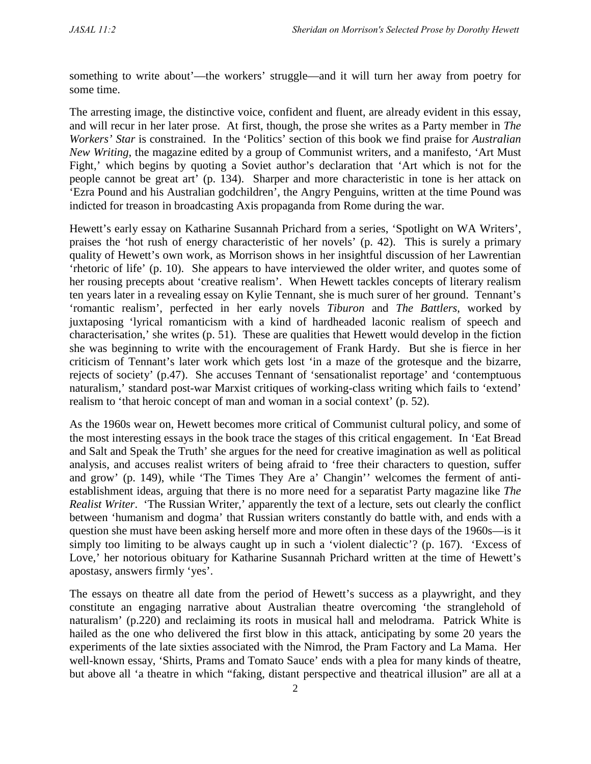something to write about'—the workers' struggle—and it will turn her away from poetry for some time.

The arresting image, the distinctive voice, confident and fluent, are already evident in this essay, and will recur in her later prose. At first, though, the prose she writes as a Party member in *The Workers' Star* is constrained. In the 'Politics' section of this book we find praise for *Australian New Writing*, the magazine edited by a group of Communist writers, and a manifesto, 'Art Must Fight,' which begins by quoting a Soviet author's declaration that 'Art which is not for the people cannot be great art' (p. 134). Sharper and more characteristic in tone is her attack on 'Ezra Pound and his Australian godchildren', the Angry Penguins, written at the time Pound was indicted for treason in broadcasting Axis propaganda from Rome during the war.

Hewett's early essay on Katharine Susannah Prichard from a series, 'Spotlight on WA Writers', praises the 'hot rush of energy characteristic of her novels' (p. 42). This is surely a primary quality of Hewett's own work, as Morrison shows in her insightful discussion of her Lawrentian 'rhetoric of life' (p. 10). She appears to have interviewed the older writer, and quotes some of her rousing precepts about 'creative realism'. When Hewett tackles concepts of literary realism ten years later in a revealing essay on Kylie Tennant, she is much surer of her ground. Tennant's 'romantic realism', perfected in her early novels *Tiburon* and *The Battlers*, worked by juxtaposing 'lyrical romanticism with a kind of hardheaded laconic realism of speech and characterisation,' she writes (p. 51). These are qualities that Hewett would develop in the fiction she was beginning to write with the encouragement of Frank Hardy. But she is fierce in her criticism of Tennant's later work which gets lost 'in a maze of the grotesque and the bizarre, rejects of society' (p.47). She accuses Tennant of 'sensationalist reportage' and 'contemptuous naturalism,' standard post-war Marxist critiques of working-class writing which fails to 'extend' realism to 'that heroic concept of man and woman in a social context' (p. 52).

As the 1960s wear on, Hewett becomes more critical of Communist cultural policy, and some of the most interesting essays in the book trace the stages of this critical engagement. In 'Eat Bread and Salt and Speak the Truth' she argues for the need for creative imagination as well as political analysis, and accuses realist writers of being afraid to 'free their characters to question, suffer and grow' (p. 149), while 'The Times They Are a' Changin'' welcomes the ferment of anti-establishment ideas, arguing that there is no more need for a separatist Party magazine like *The Realist Writer*. 'The Russian Writer,' apparently the text of a lecture, sets out clearly the conflict between 'humanism and dogma' that Russian writers constantly do battle with, and ends with a question she must have been asking herself more and more often in these days of the 1960s—is it simply too limiting to be always caught up in such a 'violent dialectic'? (p. 167). 'Excess of Love,' her notorious obituary for Katharine Susannah Prichard written at the time of Hewett's apostasy, answers firmly 'yes'.

The essays on theatre all date from the period of Hewett's success as a playwright, and they constitute an engaging narrative about Australian theatre overcoming 'the stranglehold of naturalism' (p.220) and reclaiming its roots in musical hall and melodrama. Patrick White is hailed as the one who delivered the first blow in this attack, anticipating by some 20 years the experiments of the late sixties associated with the Nimrod, the Pram Factory and La Mama. Her well-known essay, 'Shirts, Prams and Tomato Sauce' ends with a plea for many kinds of theatre, but above all 'a theatre in which "faking, distant perspective and theatrical illusion" are all at a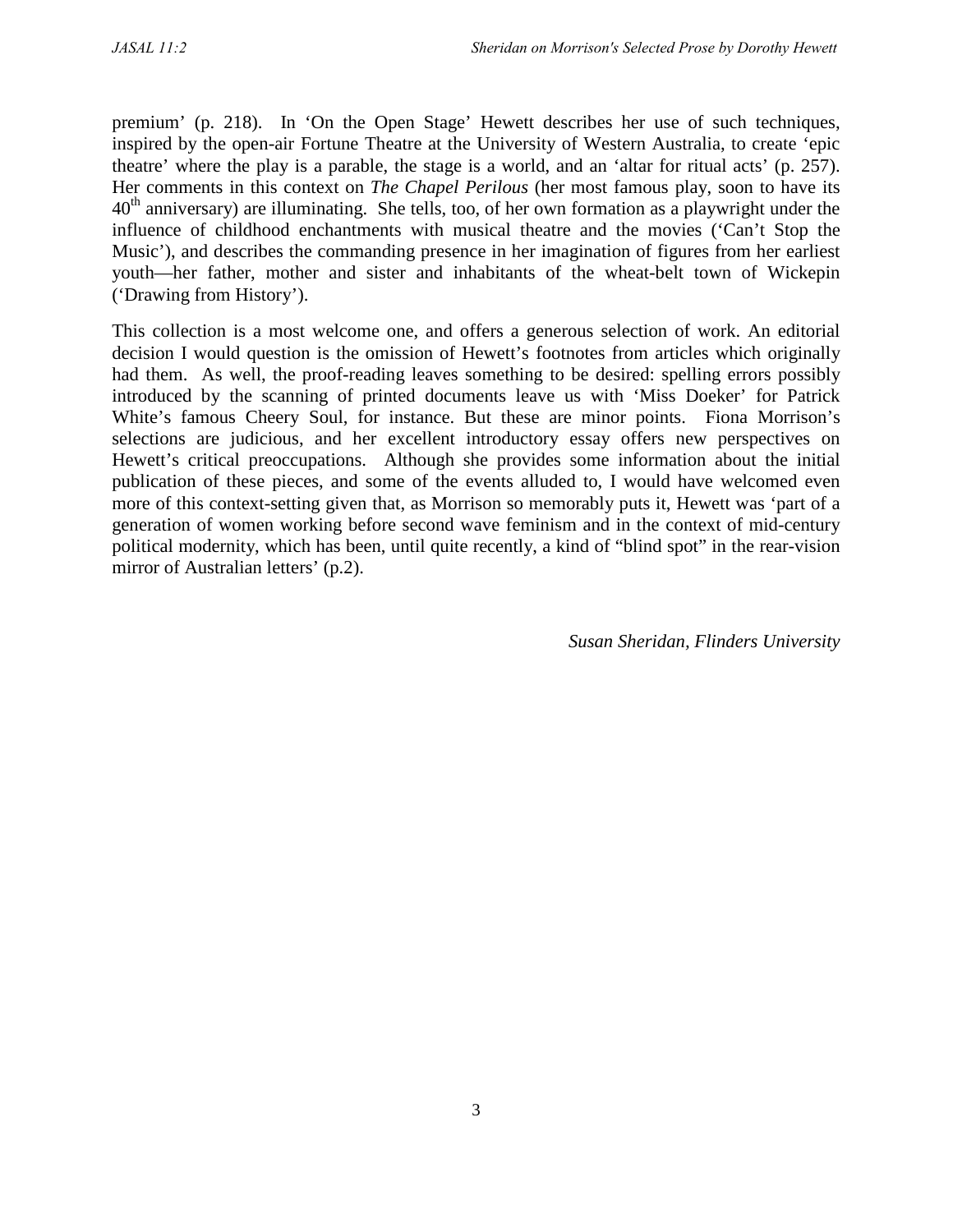premium' (p. 218). In 'On the Open Stage' Hewett describes her use of such techniques, inspired by the open-air Fortune Theatre at the University of Western Australia, to create 'epic theatre' where the play is a parable, the stage is a world, and an 'altar for ritual acts' (p. 257). Her comments in this context on *The Chapel Perilous* (her most famous play, soon to have its 40th anniversary) are illuminating. She tells, too, of her own formation as a playwright under the influence of childhood enchantments with musical theatre and the movies ('Can't Stop the Music'), and describes the commanding presence in her imagination of figures from her earliest youth—her father, mother and sister and inhabitants of the wheat-belt town of Wickepin ('Drawing from History').

This collection is a most welcome one, and offers a generous selection of work. An editorial decision I would question is the omission of Hewett's footnotes from articles which originally had them. As well, the proof-reading leaves something to be desired: spelling errors possibly introduced by the scanning of printed documents leave us with 'Miss Doeker' for Patrick White's famous Cheery Soul, for instance. But these are minor points. Fiona Morrison's selections are judicious, and her excellent introductory essay offers new perspectives on Hewett's critical preoccupations. Although she provides some information about the initial publication of these pieces, and some of the events alluded to, I would have welcomed even more of this context-setting given that, as Morrison so memorably puts it, Hewett was 'part of a generation of women working before second wave feminism and in the context of mid-century political modernity, which has been, until quite recently, a kind of "blind spot" in the rear-vision mirror of Australian letters' (p.2).

*Susan Sheridan, Flinders University*